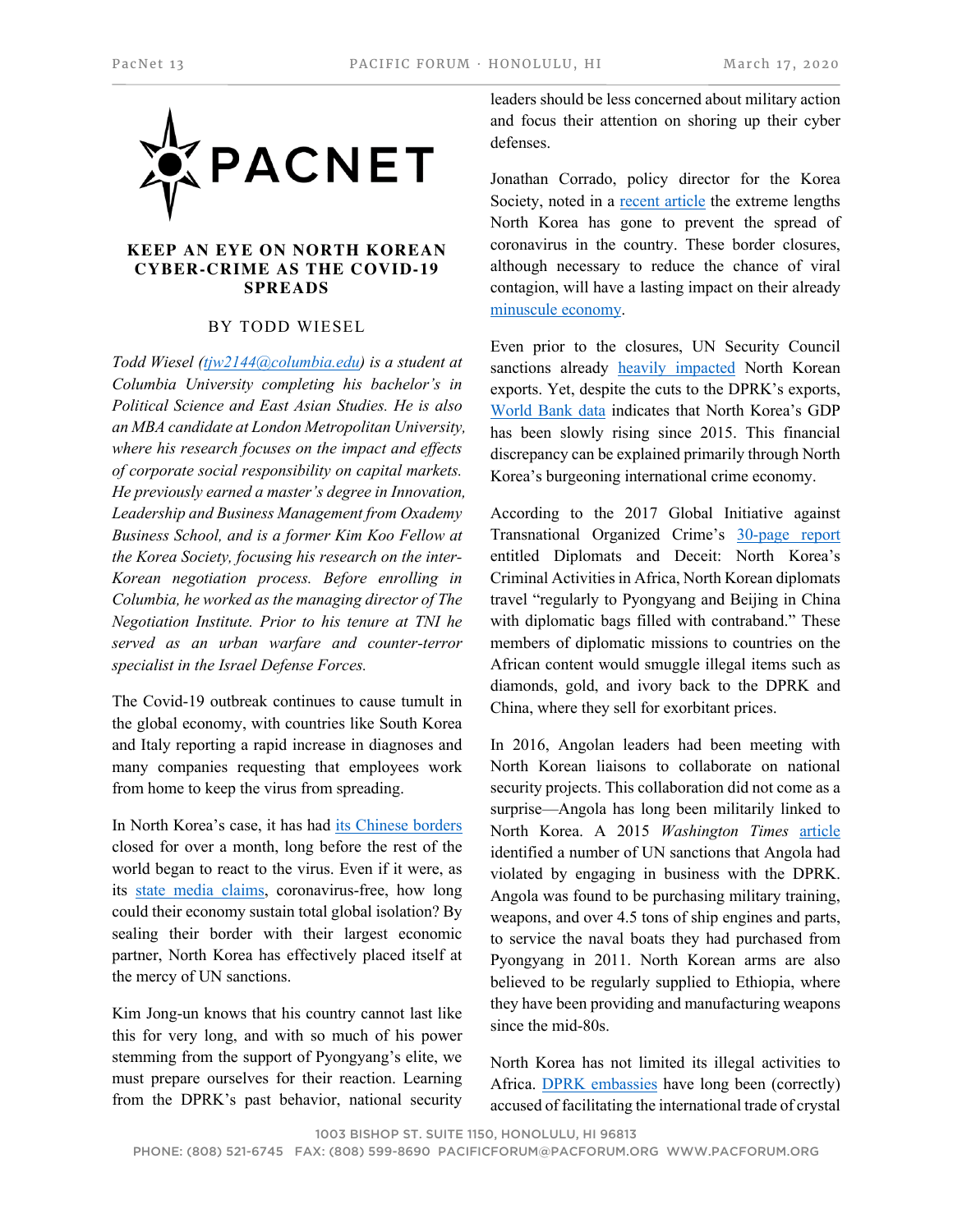# KEEP AN EYE ON NORTH KOREAN CYBER-CRIME AS THE COVID-19 SPREADS

BY TODD WIESEL

*Todd Wiesel (tjw2144@columbia.edu) is a student at Columbia University completing his bachelor's in Political Science and East Asian Studies. He is also an MBA candidate at London Metropolitan University, where his research focuses on the impact and effects of corporate social responsibility on capital markets. He previously earned a master's degree in Innovation, Leadership and Business Management from Oxademy Business School, and is a former Kim Koo Fellow at the Korea Society, focusing his research on the inter-Korean negotiation process. Before enrolling in Columbia, he worked as the managing director of The Negotiation Institute. Prior to his tenure at TNI he served as an urban warfare and counter-terror specialist in the Israel Defense Forces.*

The Covid-19 outbreak continues to cause tumult in the global economy, with countries like South Korea and Italy reporting a rapid increase in diagnoses and many companies requesting that employees work from home to keep the virus from spreading.

In North Korea's case, it has had its Chinese borders closed for over a month, long before the rest of the world began to react to the virus. Even if it were, as its state media claims, coronavirus-free, how long could their economy sustain total global isolation? By sealing their border with their largest economic partner, North Korea has effectively placed itself at the mercy of UN sanctions.

Kim Jong-un knows that his country cannot last like this for very long, and with so much of his power stemming from the support of Pyongyang's elite, we must prepare ourselves for their reaction. Learning from the DPRK's past behavior, national security leaders should be less concerned about military action and focus their attention on shoring up their cyber defenses.

Jonathan Corrado, policy director for the Korea Society, noted in a recent article the extreme lengths North Korea has gone to prevent the spread of coronavirus in the country. These border closures, although necessary to reduce the chance of viral contagion, will have a lasting impact on their already minuscule economy.

Even prior to the closures, UN Security Council sanctions already heavily impacted North Korean exports. Yet, despite the cuts to the DPRK's exports, World Bank data indicates that North Korea's GDP has been slowly rising since 2015. This financial discrepancy can be explained primarily through North Korea's burgeoning international crime economy.

According to the 2017 Global Initiative against Transnational Organized Crime's 30-page report entitled Diplomats and Deceit: North Korea's Criminal Activities in Africa, North Korean diplomats travel "regularly to Pyongyang and Beijing in China with diplomatic bags filled with contraband." These members of diplomatic missions to countries on the African content would smuggle illegal items such as diamonds, gold, and ivory back to the DPRK and China, where they sell for exorbitant prices.

In 2016, Angolan leaders had been meeting with North Korean liaisons to collaborate on national security projects. This collaboration did not come as a surprise—Angola has long been militarily linked to North Korea. A 2015 *Washington Times* article identified a number of UN sanctions that Angola had violated by engaging in business with the DPRK. Angola was found to be purchasing military training, weapons, and over 4.5 tons of ship engines and parts, to service the naval boats they had purchased from Pyongyang in 2011. North Korean arms are also believed to be regularly supplied to Ethiopia, where they have been providing and manufacturing weapons since the mid-80s.

North Korea has not limited its illegal activities to Africa. DPRK embassies have long been (correctly) accused of facilitating the international trade of crystal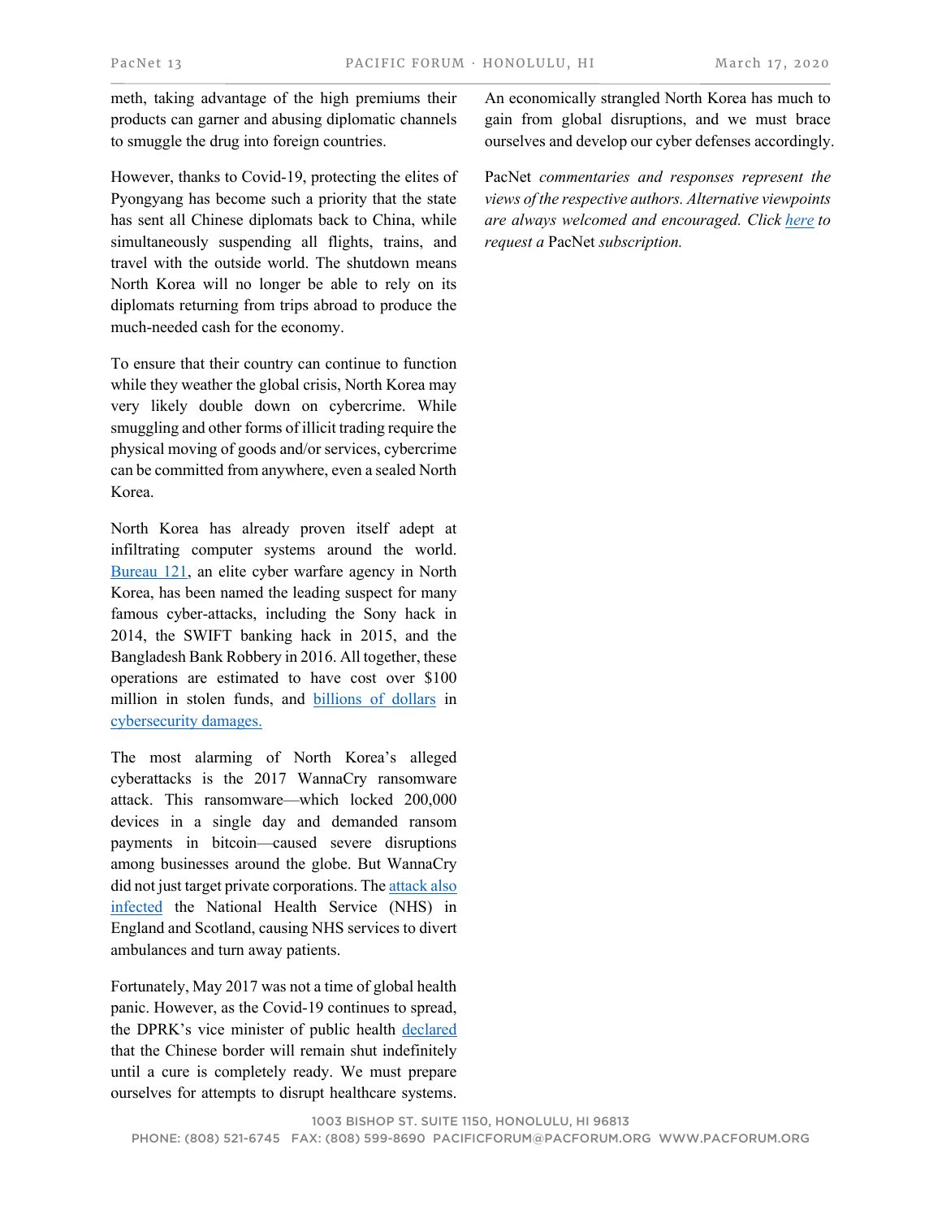meth, taking advantage of the high premiums their products can garner and abusing diplomatic channels to smuggle the drug into foreign countries.

However, thanks to Covid-19, protecting the elites of Pyongyang has become such a priority that the state has sent all Chinese diplomats back to China, while simultaneously suspending all flights, trains, and travel with the outside world. The shutdown means North Korea will no longer be able to rely on its diplomats returning from trips abroad to produce the much-needed cash for the economy.

To ensure that their country can continue to function while they weather the global crisis, North Korea may very likely double down on cybercrime. While smuggling and other forms of illicit trading require the physical moving of goods and/or services, cybercrime can be committed from anywhere, even a sealed North Korea.

North Korea has already proven itself adept at infiltrating computer systems around the world. Bureau 121, an elite cyber warfare agency in North Korea, has been named the leading suspect for many famous cyber-attacks, including the Sony hack in 2014, the SWIFT banking hack in 2015, and the Bangladesh Bank Robbery in 2016. All together, these operations are estimated to have cost over $100 million in stolen funds, and billions of dollars in cybersecurity damages.

The most alarming of North Korea's alleged cyberattacks is the 2017 WannaCry ransomware attack. This ransomware—which locked 200,000 devices in a single day and demanded ransom payments in bitcoin—caused severe disruptions among businesses around the globe. But WannaCry did not just target private corporations. The attack also infected the National Health Service (NHS) in England and Scotland, causing NHS services to divert ambulances and turn away patients.

Fortunately, May 2017 was not a time of global health panic. However, as the Covid-19 continues to spread, the DPRK's vice minister of public health declared that the Chinese border will remain shut indefinitely until a cure is completely ready. We must prepare ourselves for attempts to disrupt healthcare systems. An economically strangled North Korea has much to gain from global disruptions, and we must brace ourselves and develop our cyber defenses accordingly.

PacNet *commentaries and responses represent the views of the respective authors. Alternative viewpoints are always welcomed and encouraged. Click here to request a* PacNet *subscription.*